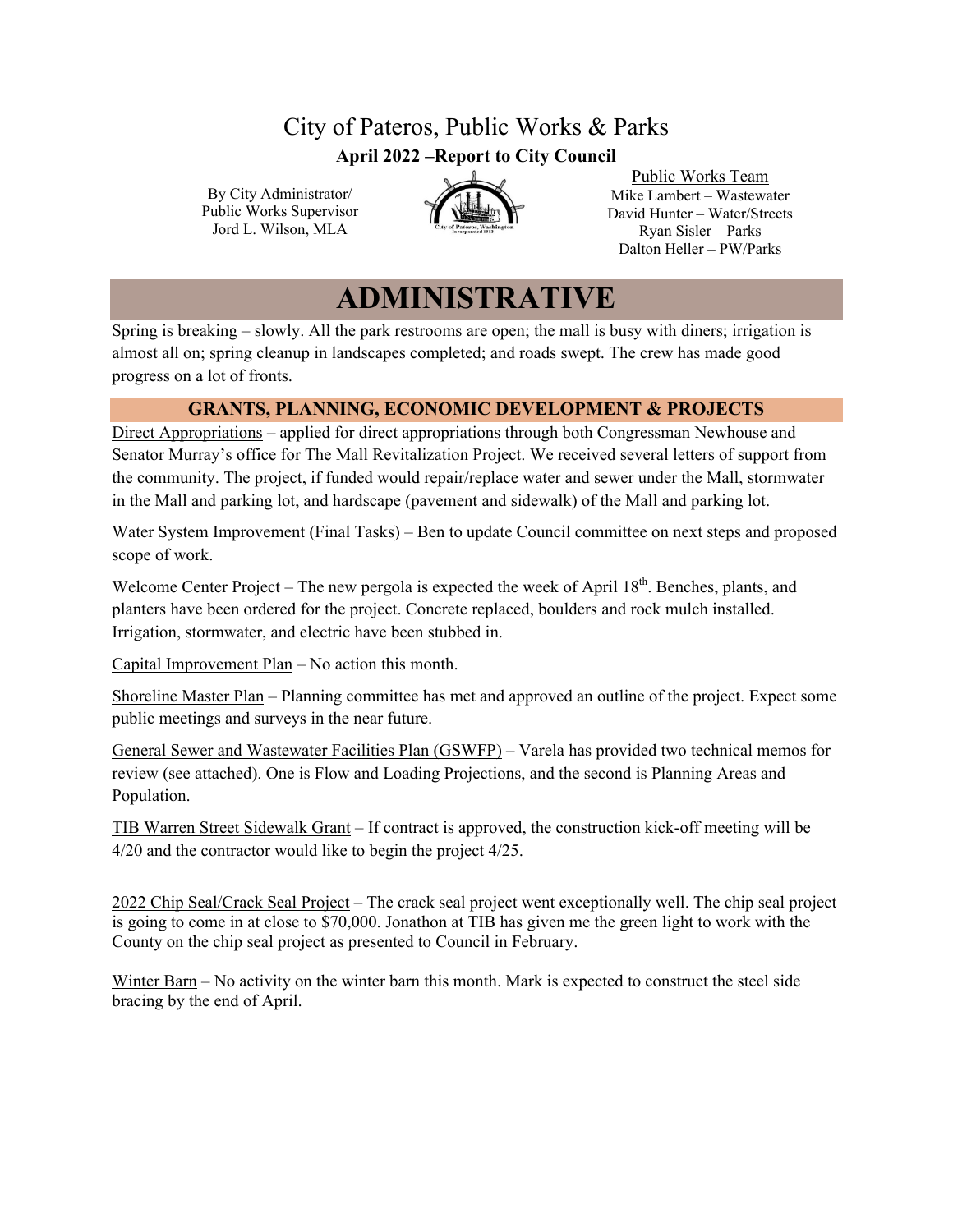# City of Pateros, Public Works & Parks

**April 2022 –Report to City Council**

By City Administrator/
Public Works Supervisor
Jord L. Wilson, MLA

Public Works Team
Mike Lambert – Wastewater
David Hunter – Water/Streets
Ryan Sisler – Parks
Dalton Heller – PW/Parks

## ADMINISTRATIVE

Spring is breaking – slowly. All the park restrooms are open; the mall is busy with diners; irrigation is almost all on; spring cleanup in landscapes completed; and roads swept. The crew has made good progress on a lot of fronts.

### GRANTS, PLANNING, ECONOMIC DEVELOPMENT & PROJECTS

Direct Appropriations – applied for direct appropriations through both Congressman Newhouse and Senator Murray's office for The Mall Revitalization Project. We received several letters of support from the community. The project, if funded would repair/replace water and sewer under the Mall, stormwater in the Mall and parking lot, and hardscape (pavement and sidewalk) of the Mall and parking lot.

Water System Improvement (Final Tasks) – Ben to update Council committee on next steps and proposed scope of work.

Welcome Center Project – The new pergola is expected the week of April 18th. Benches, plants, and planters have been ordered for the project. Concrete replaced, boulders and rock mulch installed. Irrigation, stormwater, and electric have been stubbed in.

Capital Improvement Plan – No action this month.

Shoreline Master Plan – Planning committee has met and approved an outline of the project. Expect some public meetings and surveys in the near future.

General Sewer and Wastewater Facilities Plan (GSWFP) – Varela has provided two technical memos for review (see attached). One is Flow and Loading Projections, and the second is Planning Areas and Population.

TIB Warren Street Sidewalk Grant – If contract is approved, the construction kick-off meeting will be 4/20 and the contractor would like to begin the project 4/25.

2022 Chip Seal/Crack Seal Project – The crack seal project went exceptionally well. The chip seal project is going to come in at close to $70,000. Jonathon at TIB has given me the green light to work with the County on the chip seal project as presented to Council in February.

Winter Barn – No activity on the winter barn this month. Mark is expected to construct the steel side bracing by the end of April.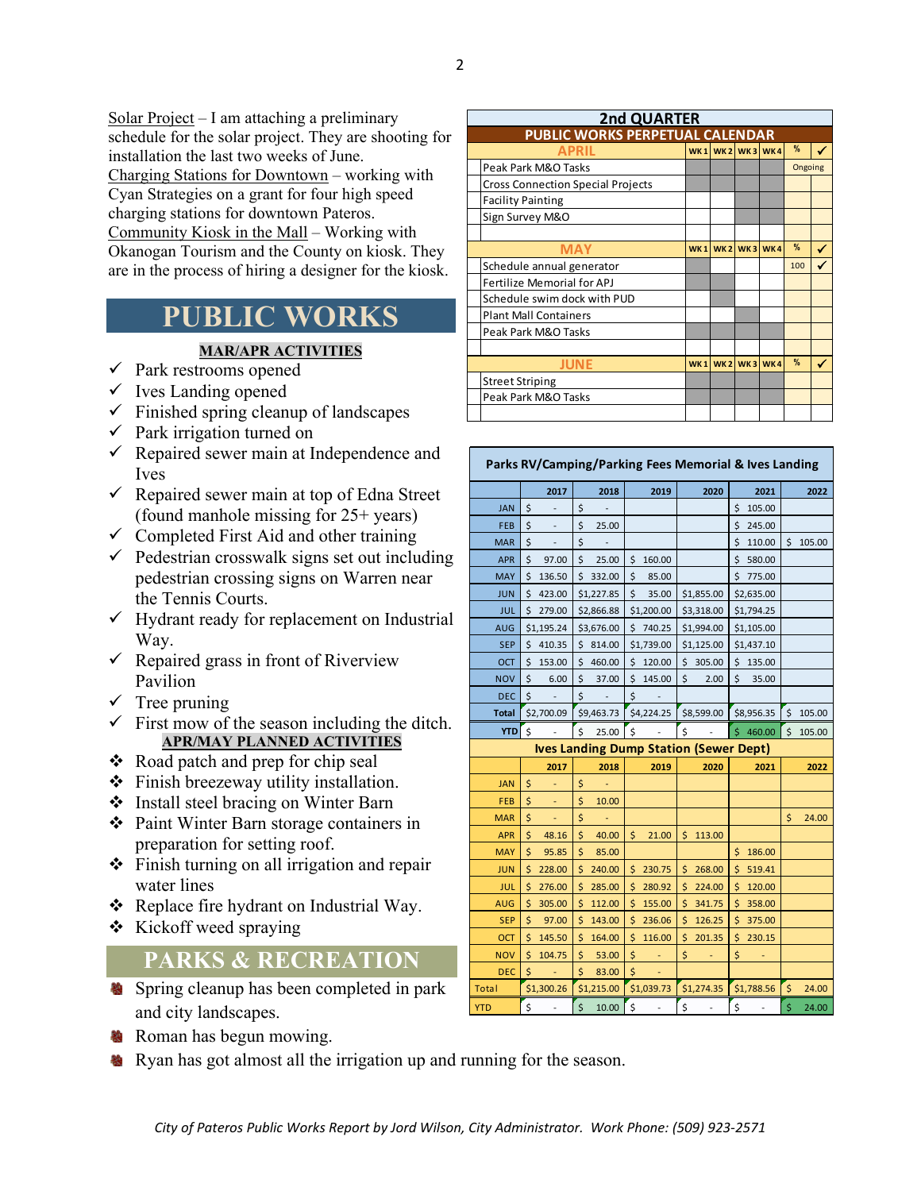Solar Project – I am attaching a preliminary schedule for the solar project. They are shooting for installation the last two weeks of June.
Charging Stations for Downtown – working with Cyan Strategies on a grant for four high speed charging stations for downtown Pateros.
Community Kiosk in the Mall – Working with Okanogan Tourism and the County on kiosk. They are in the process of hiring a designer for the kiosk.

# PUBLIC WORKS

**MAR/APR ACTIVITIES**

- ✓ Park restrooms opened
- ✓ Ives Landing opened
- ✓ Finished spring cleanup of landscapes
- ✓ Park irrigation turned on
- ✓ Repaired sewer main at Independence and Ives
- ✓ Repaired sewer main at top of Edna Street (found manhole missing for 25+ years)
- ✓ Completed First Aid and other training
- ✓ Pedestrian crosswalk signs set out including pedestrian crossing signs on Warren near the Tennis Courts.
- ✓ Hydrant ready for replacement on Industrial Way.
- ✓ Repaired grass in front of Riverview Pavilion
- ✓ Tree pruning
- ✓ First mow of the season including the ditch.

**APR/MAY PLANNED ACTIVITIES**

- ❖ Road patch and prep for chip seal
- ❖ Finish breezeway utility installation.
- ❖ Install steel bracing on Winter Barn
- ❖ Paint Winter Barn storage containers in preparation for setting roof.
- ❖ Finish turning on all irrigation and repair water lines
- ❖ Replace fire hydrant on Industrial Way.
- ❖ Kickoff weed spraying

# PARKS & RECREATION

- Spring cleanup has been completed in park and city landscapes.
- Roman has begun mowing.
- Ryan has got almost all the irrigation up and running for the season.

**2nd QUARTER**
**PUBLIC WORKS PERPETUAL CALENDAR**

| APRIL | WK 1 | WK 2 | WK 3 | WK 4 | % | ✓ |
|---|---|---|---|---|---|---|
| Peak Park M&O Tasks | | | | | Ongoing | |
| Cross Connection Special Projects | | | | | | |
| Facility Painting | | | | | | |
| Sign Survey M&O | | | | | | |
| | | | | | | |
| **MAY** | **WK 1** | **WK 2** | **WK 3** | **WK 4** | **%** | **✓** |
| Schedule annual generator | | | | | 100 | ✓ |
| Fertilize Memorial for APJ | | | | | | |
| Schedule swim dock with PUD | | | | | | |
| Plant Mall Containers | | | | | | |
| Peak Park M&O Tasks | | | | | | |
| | | | | | | |
| **JUNE** | **WK 1** | **WK 2** | **WK 3** | **WK 4** | **%** | **✓** |
| Street Striping | | | | | | |
| Peak Park M&O Tasks | | | | | | |

**Parks RV/Camping/Parking Fees Memorial & Ives Landing**

| | 2017 | 2018 | 2019 | 2020 | 2021 | 2022 |
|---|---|---|---|---|---|---|
| JAN | $ - | $ - | | | $ 105.00 | |
| FEB | $ - | $ 25.00 | | | $ 245.00 | |
| MAR | $ - | $ - | | | $ 110.00 | $ 105.00 |
| APR | $ 97.00 | $ 25.00 | $ 160.00 | | $ 580.00 | |
| MAY | $ 136.50 | $ 332.00 | $ 85.00 | | $ 775.00 | |
| JUN | $ 423.00 | $1,227.85 | $ 35.00 | $1,855.00 | $2,635.00 | |
| JUL | $ 279.00 | $2,866.88 | $1,200.00 | $3,318.00 | $1,794.25 | |
| AUG | $1,195.24 | $3,676.00 | $ 740.25 | $1,994.00 | $1,105.00 | |
| SEP | $ 410.35 | $ 814.00 | $1,739.00 | $1,125.00 | $1,437.10 | |
| OCT | $ 153.00 | $ 460.00 | $ 120.00 | $ 305.00 | $ 135.00 | |
| NOV | $ 6.00 | $ 37.00 | $ 145.00 | $ 2.00 | $ 35.00 | |
| DEC | $ - | $ - | $ - | | | |
| Total | $2,700.09 | $9,463.73 | $4,224.25 | $8,599.00 | $8,956.35 | $ 105.00 |
| YTD | $ - | $ 25.00 | $ - | $ - | $ 460.00 | $ 105.00 |

**Ives Landing Dump Station (Sewer Dept)**

| | 2017 | 2018 | 2019 | 2020 | 2021 | 2022 |
|---|---|---|---|---|---|---|
| JAN | $ - | $ - | | | | |
| FEB | $ - | $ 10.00 | | | | |
| MAR | $ - | $ - | | | | $ 24.00 |
| APR | $ 48.16 | $ 40.00 | $ 21.00 | $ 113.00 | | |
| MAY | $ 95.85 | $ 85.00 | | | $ 186.00 | |
| JUN | $ 228.00 | $ 240.00 | $ 230.75 | $ 268.00 | $ 519.41 | |
| JUL | $ 276.00 | $ 285.00 | $ 280.92 | $ 224.00 | $ 120.00 | |
| AUG | $ 305.00 | $ 112.00 | $ 155.00 | $ 341.75 | $ 358.00 | |
| SEP | $ 97.00 | $ 143.00 | $ 236.06 | $ 126.25 | $ 375.00 | |
| OCT | $ 145.50 | $ 164.00 | $ 116.00 | $ 201.35 | $ 230.15 | |
| NOV | $ 104.75 | $ 53.00 | $ - | $ - | $ - | |
| DEC | $ - | $ 83.00 | $ - | | | |
| Total | $1,300.26 | $1,215.00 | $1,039.73 | $1,274.35 | $1,788.56 | $ 24.00 |
| YTD | $ - | $ 10.00 | $ - | $ - | $ - | $ 24.00 |

*City of Pateros Public Works Report by Jord Wilson, City Administrator. Work Phone: (509) 923-2571*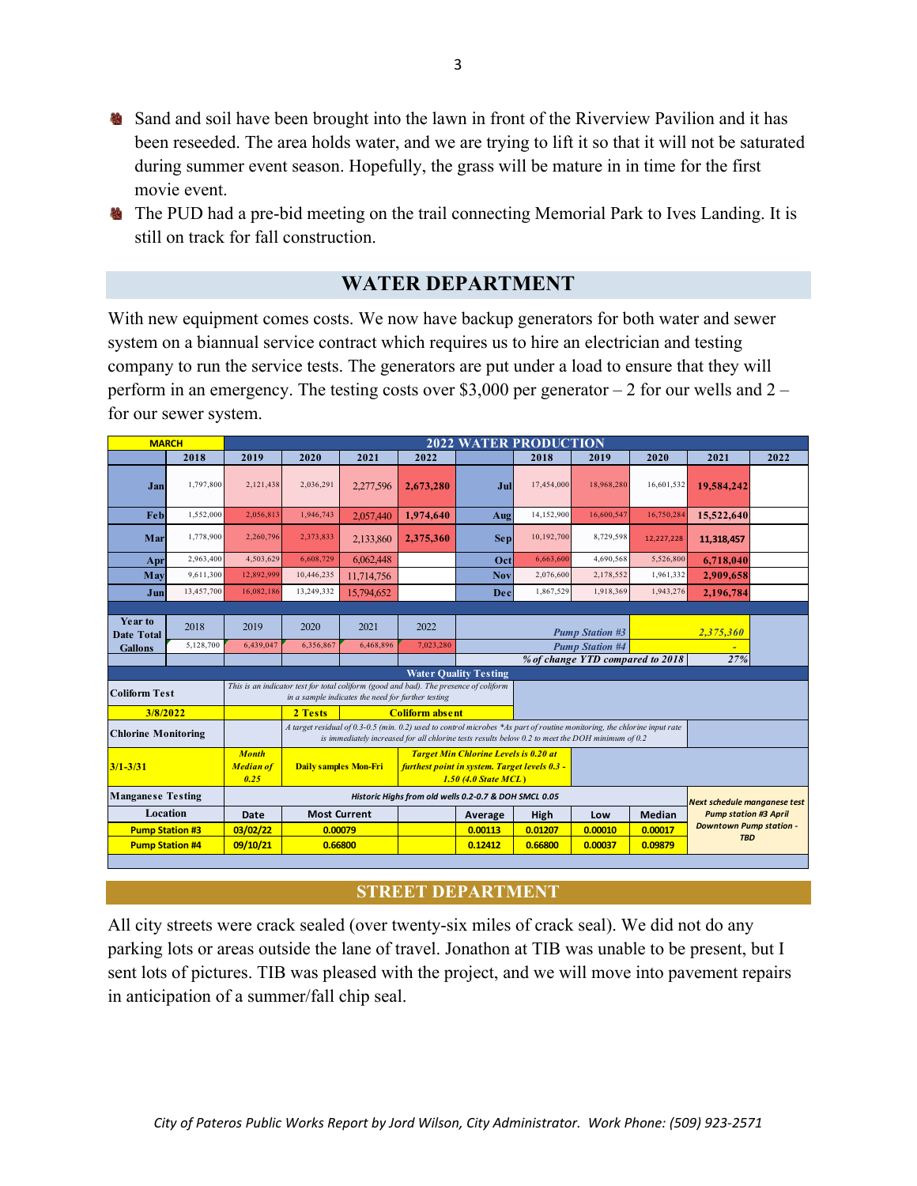- Sand and soil have been brought into the lawn in front of the Riverview Pavilion and it has been reseeded. The area holds water, and we are trying to lift it so that it will not be saturated during summer event season. Hopefully, the grass will be mature in in time for the first movie event.
- The PUD had a pre-bid meeting on the trail connecting Memorial Park to Ives Landing. It is still on track for fall construction.

## WATER DEPARTMENT

With new equipment comes costs. We now have backup generators for both water and sewer system on a biannual service contract which requires us to hire an electrician and testing company to run the service tests. The generators are put under a load to ensure that they will perform in an emergency. The testing costs over $3,000 per generator – 2 for our wells and 2 – for our sewer system.

| MARCH | 2022 WATER PRODUCTION | | | | | | | | | |
|---|---|---|---|---|---|---|---|---|---|---|
| | 2018 | 2019 | 2020 | 2021 | 2022 | | 2018 | 2019 | 2020 | 2021 | 2022 |
| Jan | 1,797,800 | 2,121,438 | 2,036,291 | 2,277,596 | **2,673,280** | Jul | 17,454,000 | 18,968,280 | 16,601,532 | **19,584,242** | |
| Feb | 1,552,000 | 2,056,813 | 1,946,743 | 2,057,440 | **1,974,640** | Aug | 14,152,900 | 16,600,547 | 16,750,284 | **15,522,640** | |
| Mar | 1,778,900 | 2,260,796 | 2,373,833 | 2,133,860 | **2,375,360** | Sep | 10,192,700 | 8,729,598 | 12,227,228 | **11,318,457** | |
| Apr | 2,963,400 | 4,503,629 | 6,608,729 | 6,062,448 | | Oct | 6,663,600 | 4,690,568 | 5,526,800 | **6,718,040** | |
| May | 9,611,300 | 12,892,999 | 10,446,235 | 11,714,756 | | Nov | 2,076,600 | 2,178,552 | 1,961,332 | **2,909,658** | |
| Jun | 13,457,700 | 16,082,186 | 13,249,332 | 15,794,652 | | Dec | 1,867,529 | 1,918,369 | 1,943,276 | **2,196,784** | |
| Year to Date Total Gallons | 2018 | 2019 | 2020 | 2021 | 2022 | *Pump Station #3* | | | | *2,375,360* | |
| | 5,128,700 | 6,439,047 | 6,356,867 | 6,468,896 | 7,023,280 | *Pump Station #4* | | | | - | |
| | | | | | | *% of change YTD compared to 2018* | | | | *27%* | |

**Water Quality Testing**

| | | | | | | | | | |
|---|---|---|---|---|---|---|---|---|---|
| **Coliform Test** | *This is an indicator test for total coliform (good and bad). The presence of coliform in a sample indicates the need for further testing* | | | | | | | | |
| **3/8/2022** | | **2 Tests** | **Coliform absent** | | | | | | |
| **Chlorine Monitoring** | | *A target residual of 0.3-0.5 (min. 0.2) used to control microbes \*As part of routine monitoring, the chlorine input rate is immediately increased for all chlorine tests results below 0.2 to meet the DOH minimum of 0.2* | | | | | | | |
| **3/1-3/31** | ***Month Median of 0.25*** | **Daily samples Mon-Fri** | ***Target Min Chlorine Levels is 0.20 at furthest point in system. Target levels 0.3 - 1.50 (4.0 State MCL)*** | | | | | | |
| **Manganese Testing** | ***Historic Highs from old wells 0.2-0.7 & DOH SMCL 0.05*** | | | | | | | | ***Next schedule manganese test Pump station #3 April Downtown Pump station - TBD*** |
| **Location** | **Date** | **Most Current** | | **Average** | **High** | **Low** | **Median** | | |
| **Pump Station #3** | **03/02/22** | **0.00079** | | **0.00113** | **0.01207** | **0.00010** | **0.00017** | | |
| **Pump Station #4** | **09/10/21** | **0.66800** | | **0.12412** | **0.66800** | **0.00037** | **0.09879** | | |

## STREET DEPARTMENT

All city streets were crack sealed (over twenty-six miles of crack seal). We did not do any parking lots or areas outside the lane of travel. Jonathon at TIB was unable to be present, but I sent lots of pictures. TIB was pleased with the project, and we will move into pavement repairs in anticipation of a summer/fall chip seal.

*City of Pateros Public Works Report by Jord Wilson, City Administrator. Work Phone: (509) 923-2571*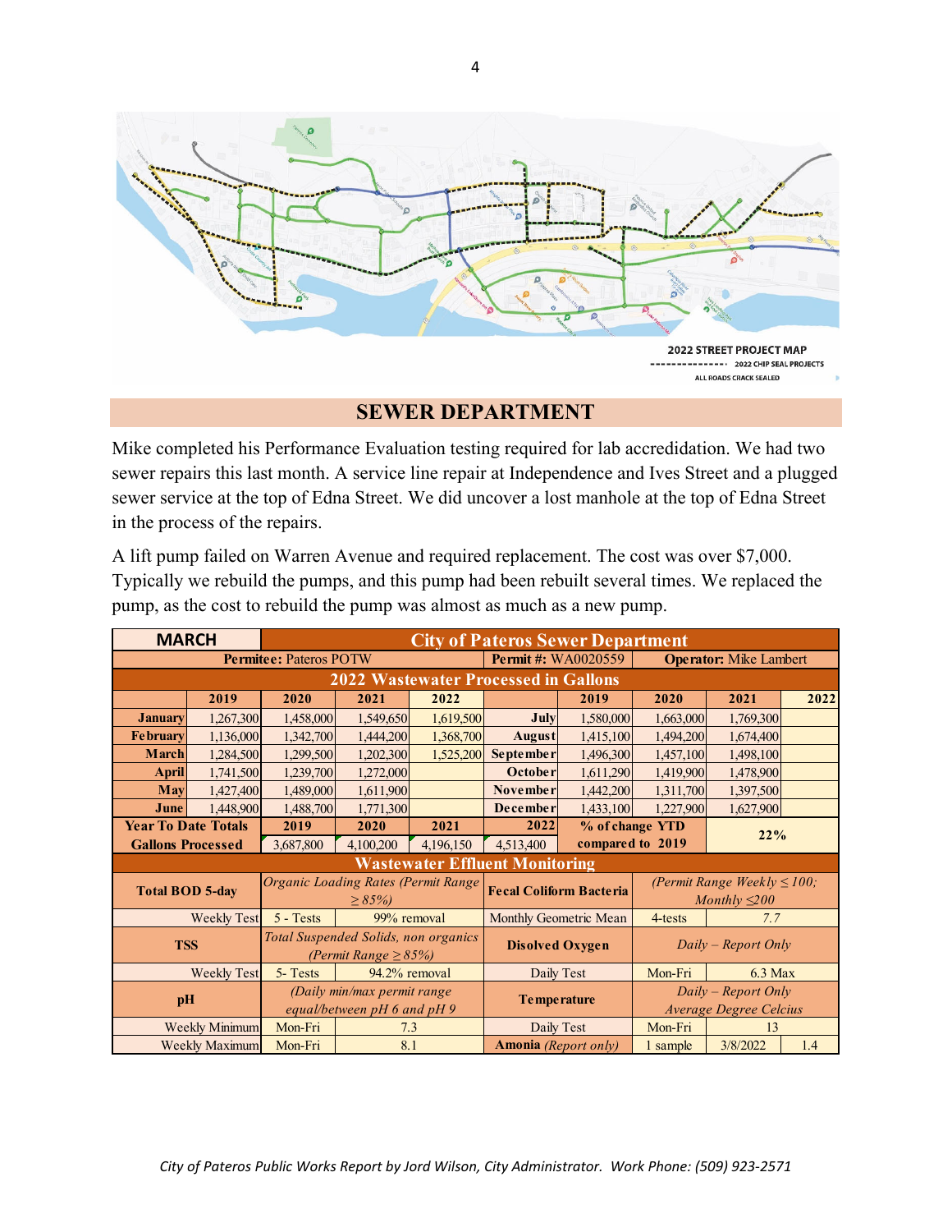2022 STREET PROJECT MAP

2022 CHIP SEAL PROJECTS

ALL ROADS CRACK SEALED

## SEWER DEPARTMENT

Mike completed his Performance Evaluation testing required for lab accredidation. We had two sewer repairs this last month. A service line repair at Independence and Ives Street and a plugged sewer service at the top of Edna Street. We did uncover a lost manhole at the top of Edna Street in the process of the repairs.

A lift pump failed on Warren Avenue and required replacement. The cost was over $7,000. Typically we rebuild the pumps, and this pump had been rebuilt several times. We replaced the pump, as the cost to rebuild the pump was almost as much as a new pump.

| **MARCH** | | **City of Pateros Sewer Department** | | | | | | | |
|---|---|---|---|---|---|---|---|---|---|
| **Permitee:** Pateros POTW | | | | | **Permit #:** WA0020559 | | **Operator:** Mike Lambert | | |
| **2022 Wastewater Processed in Gallons** | | | | | | | | | |
| | **2019** | **2020** | **2021** | **2022** | | **2019** | **2020** | **2021** | **2022** |
| **January** | 1,267,300 | 1,458,000 | 1,549,650 | 1,619,500 | **July** | 1,580,000 | 1,663,000 | 1,769,300 | |
| **February** | 1,136,000 | 1,342,700 | 1,444,200 | 1,368,700 | **August** | 1,415,100 | 1,494,200 | 1,674,400 | |
| **March** | 1,284,500 | 1,299,500 | 1,202,300 | 1,525,200 | **September** | 1,496,300 | 1,457,100 | 1,498,100 | |
| **April** | 1,741,500 | 1,239,700 | 1,272,000 | | **October** | 1,611,290 | 1,419,900 | 1,478,900 | |
| **May** | 1,427,400 | 1,489,000 | 1,611,900 | | **November** | 1,442,200 | 1,311,700 | 1,397,500 | |
| **June** | 1,448,900 | 1,488,700 | 1,771,300 | | **December** | 1,433,100 | 1,227,900 | 1,627,900 | |
| **Year To Date Totals** | | **2019** | **2020** | **2021** | **2022** | **% of change YTD** | | **22%** | |
| **Gallons Processed** | | 3,687,800 | 4,100,200 | 4,196,150 | 4,513,400 | **compared to 2019** | | | |
| **Wastewater Effluent Monitoring** | | | | | | | | | |
| **Total BOD 5-day** | | *Organic Loading Rates (Permit Range ≥ 85%)* | | | **Fecal Coliform Bacteria** | | *(Permit Range Weekly ≤ 100; Monthly ≤200* | | |
| Weekly Test | | 5 - Tests | 99% removal | | Monthly Geometric Mean | | 4-tests | 7.7 | |
| **TSS** | | *Total Suspended Solids, non organics (Permit Range ≥ 85%)* | | | **Disolved Oxygen** | | *Daily – Report Only* | | |
| Weekly Test | | 5- Tests | 94.2% removal | | Daily Test | | Mon-Fri | 6.3 Max | |
| **pH** | | *(Daily min/max permit range equal/between pH 6 and pH 9* | | | **Temperature** | | *Daily – Report Only Average Degree Celcius* | | |
| Weekly Minimum | | Mon-Fri | 7.3 | | Daily Test | | Mon-Fri | 13 | |
| Weekly Maximum | | Mon-Fri | 8.1 | | **Amonia** *(Report only)* | | 1 sample | 3/8/2022 | 1.4 |